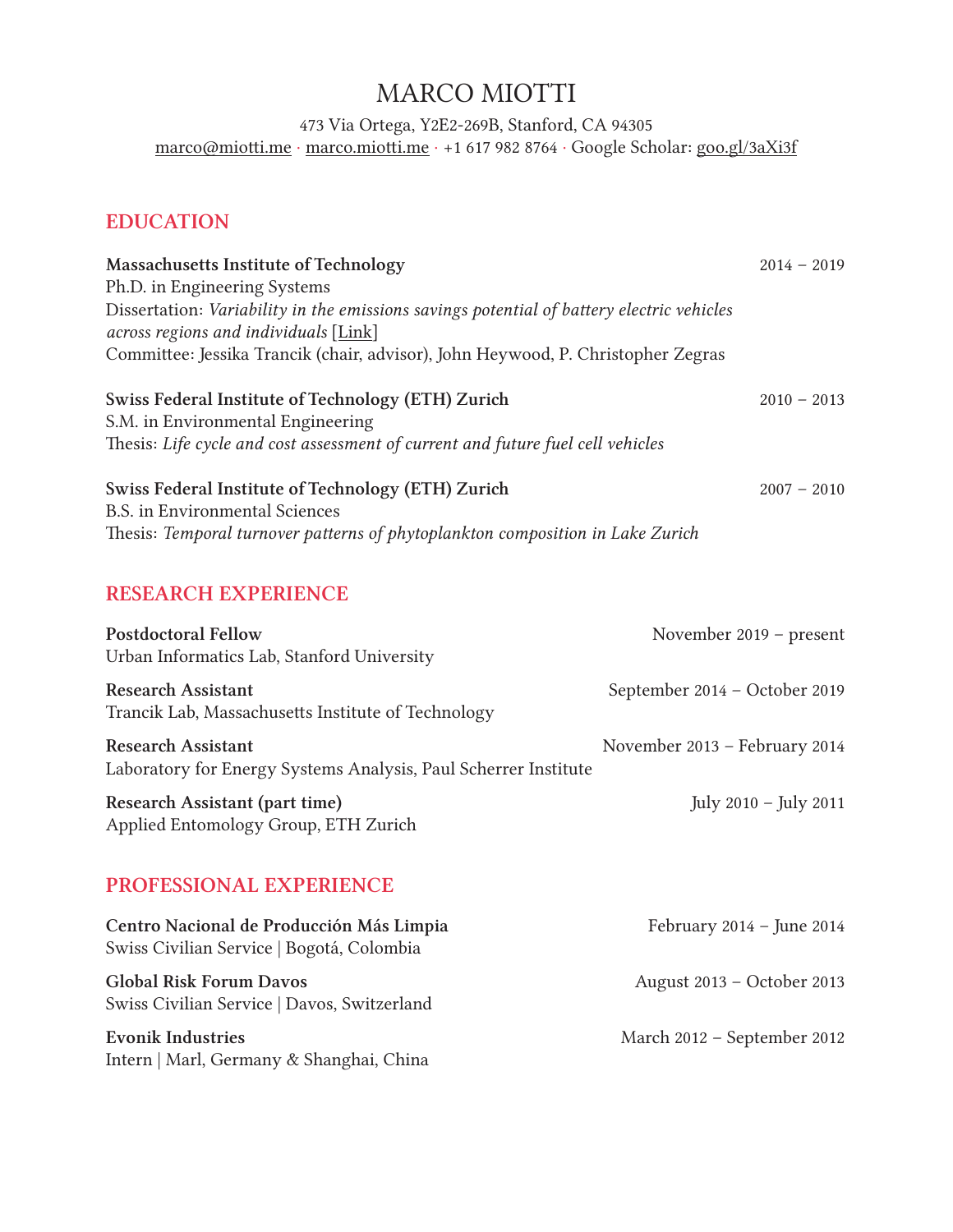# MARCO MIOTTI

473 Via Ortega, Y2E2-269B, Stanford, CA 94305
marco@miotti.me · marco.miotti.me · +1 617 982 8764 · Google Scholar: goo.gl/3aXi3f

## EDUCATION

**Massachusetts Institute of Technology** 2014 – 2019
Ph.D. in Engineering Systems
Dissertation: *Variability in the emissions savings potential of battery electric vehicles across regions and individuals* [Link]
Committee: Jessika Trancik (chair, advisor), John Heywood, P. Christopher Zegras

**Swiss Federal Institute of Technology (ETH) Zurich** 2010 – 2013
S.M. in Environmental Engineering
Thesis: *Life cycle and cost assessment of current and future fuel cell vehicles*

**Swiss Federal Institute of Technology (ETH) Zurich** 2007 – 2010
B.S. in Environmental Sciences
Thesis: *Temporal turnover patterns of phytoplankton composition in Lake Zurich*

## RESEARCH EXPERIENCE

**Postdoctoral Fellow** November 2019 – present
Urban Informatics Lab, Stanford University

**Research Assistant** September 2014 – October 2019
Trancik Lab, Massachusetts Institute of Technology

**Research Assistant** November 2013 – February 2014
Laboratory for Energy Systems Analysis, Paul Scherrer Institute

**Research Assistant (part time)** July 2010 – July 2011
Applied Entomology Group, ETH Zurich

## PROFESSIONAL EXPERIENCE

**Centro Nacional de Producción Más Limpia** February 2014 – June 2014
Swiss Civilian Service | Bogotá, Colombia

**Global Risk Forum Davos** August 2013 – October 2013
Swiss Civilian Service | Davos, Switzerland

**Evonik Industries** March 2012 – September 2012
Intern | Marl, Germany & Shanghai, China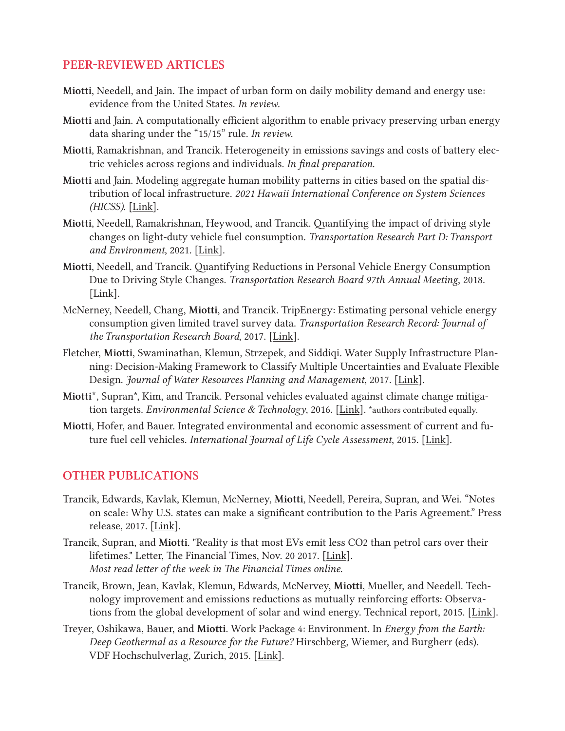## PEER-REVIEWED ARTICLES

**Miotti**, Needell, and Jain. The impact of urban form on daily mobility demand and energy use: evidence from the United States. *In review.*

**Miotti** and Jain. A computationally efficient algorithm to enable privacy preserving urban energy data sharing under the "15/15" rule. *In review.*

**Miotti**, Ramakrishnan, and Trancik. Heterogeneity in emissions savings and costs of battery electric vehicles across regions and individuals. *In final preparation.*

**Miotti** and Jain. Modeling aggregate human mobility patterns in cities based on the spatial distribution of local infrastructure. *2021 Hawaii International Conference on System Sciences (HICSS).* [Link].

**Miotti**, Needell, Ramakrishnan, Heywood, and Trancik. Quantifying the impact of driving style changes on light-duty vehicle fuel consumption. *Transportation Research Part D: Transport and Environment*, 2021. [Link].

**Miotti**, Needell, and Trancik. Quantifying Reductions in Personal Vehicle Energy Consumption Due to Driving Style Changes. *Transportation Research Board 97th Annual Meeting*, 2018. [Link].

McNerney, Needell, Chang, **Miotti**, and Trancik. TripEnergy: Estimating personal vehicle energy consumption given limited travel survey data. *Transportation Research Record: Journal of the Transportation Research Board*, 2017. [Link].

Fletcher, **Miotti**, Swaminathan, Klemun, Strzepek, and Siddiqi. Water Supply Infrastructure Planning: Decision-Making Framework to Classify Multiple Uncertainties and Evaluate Flexible Design. *Journal of Water Resources Planning and Management*, 2017. [Link].

**Miotti***, Supran*, Kim, and Trancik. Personal vehicles evaluated against climate change mitigation targets. *Environmental Science & Technology*, 2016. [Link]. *authors contributed equally.

**Miotti**, Hofer, and Bauer. Integrated environmental and economic assessment of current and future fuel cell vehicles. *International Journal of Life Cycle Assessment*, 2015. [Link].

## OTHER PUBLICATIONS

Trancik, Edwards, Kavlak, Klemun, McNerney, **Miotti**, Needell, Pereira, Supran, and Wei. "Notes on scale: Why U.S. states can make a significant contribution to the Paris Agreement." Press release, 2017. [Link].

Trancik, Supran, and **Miotti**. "Reality is that most EVs emit less CO2 than petrol cars over their lifetimes." Letter, The Financial Times, Nov. 20 2017. [Link].
*Most read letter of the week in The Financial Times online.*

Trancik, Brown, Jean, Kavlak, Klemun, Edwards, McNervey, **Miotti**, Mueller, and Needell. Technology improvement and emissions reductions as mutually reinforcing efforts: Observations from the global development of solar and wind energy. Technical report, 2015. [Link].

Treyer, Oshikawa, Bauer, and **Miotti**. Work Package 4: Environment. In *Energy from the Earth: Deep Geothermal as a Resource for the Future?* Hirschberg, Wiemer, and Burgherr (eds). VDF Hochschulverlag, Zurich, 2015. [Link].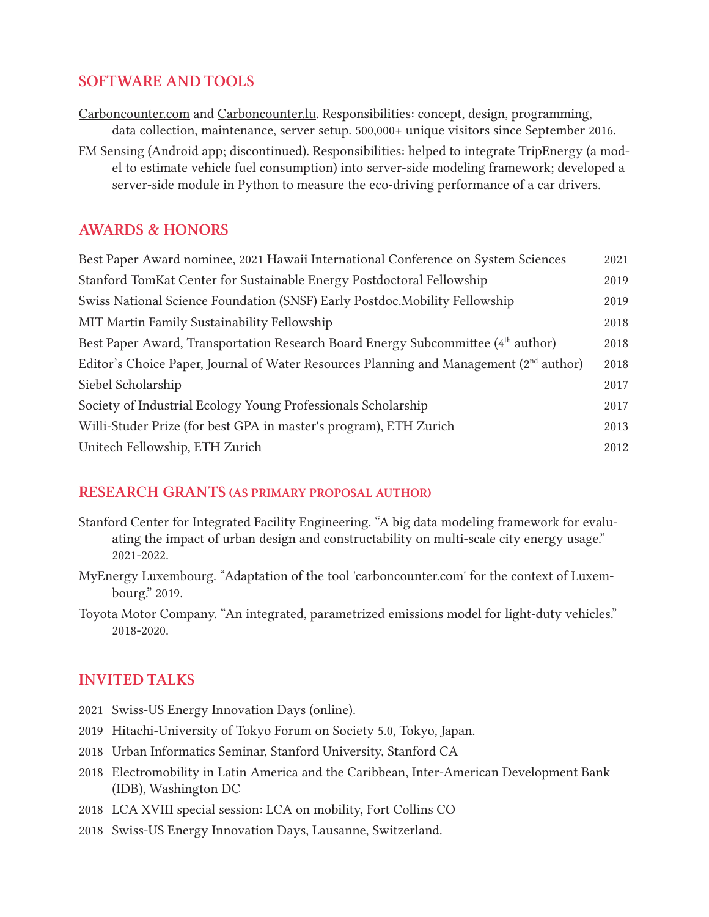## SOFTWARE AND TOOLS

Carboncounter.com and Carboncounter.lu. Responsibilities: concept, design, programming, data collection, maintenance, server setup. 500,000+ unique visitors since September 2016.

FM Sensing (Android app; discontinued). Responsibilities: helped to integrate TripEnergy (a model to estimate vehicle fuel consumption) into server-side modeling framework; developed a server-side module in Python to measure the eco-driving performance of a car drivers.

## AWARDS & HONORS

| | |
|---|---|
| Best Paper Award nominee, 2021 Hawaii International Conference on System Sciences | 2021 |
| Stanford TomKat Center for Sustainable Energy Postdoctoral Fellowship | 2019 |
| Swiss National Science Foundation (SNSF) Early Postdoc.Mobility Fellowship | 2019 |
| MIT Martin Family Sustainability Fellowship | 2018 |
| Best Paper Award, Transportation Research Board Energy Subcommittee (4th author) | 2018 |
| Editor's Choice Paper, Journal of Water Resources Planning and Management (2nd author) | 2018 |
| Siebel Scholarship | 2017 |
| Society of Industrial Ecology Young Professionals Scholarship | 2017 |
| Willi-Studer Prize (for best GPA in master's program), ETH Zurich | 2013 |
| Unitech Fellowship, ETH Zurich | 2012 |

## RESEARCH GRANTS (AS PRIMARY PROPOSAL AUTHOR)

Stanford Center for Integrated Facility Engineering. "A big data modeling framework for evaluating the impact of urban design and constructability on multi-scale city energy usage." 2021-2022.

MyEnergy Luxembourg. "Adaptation of the tool 'carboncounter.com' for the context of Luxembourg." 2019.

Toyota Motor Company. "An integrated, parametrized emissions model for light-duty vehicles." 2018-2020.

## INVITED TALKS

- 2021 Swiss-US Energy Innovation Days (online).
- 2019 Hitachi-University of Tokyo Forum on Society 5.0, Tokyo, Japan.
- 2018 Urban Informatics Seminar, Stanford University, Stanford CA
- 2018 Electromobility in Latin America and the Caribbean, Inter-American Development Bank (IDB), Washington DC
- 2018 LCA XVIII special session: LCA on mobility, Fort Collins CO
- 2018 Swiss-US Energy Innovation Days, Lausanne, Switzerland.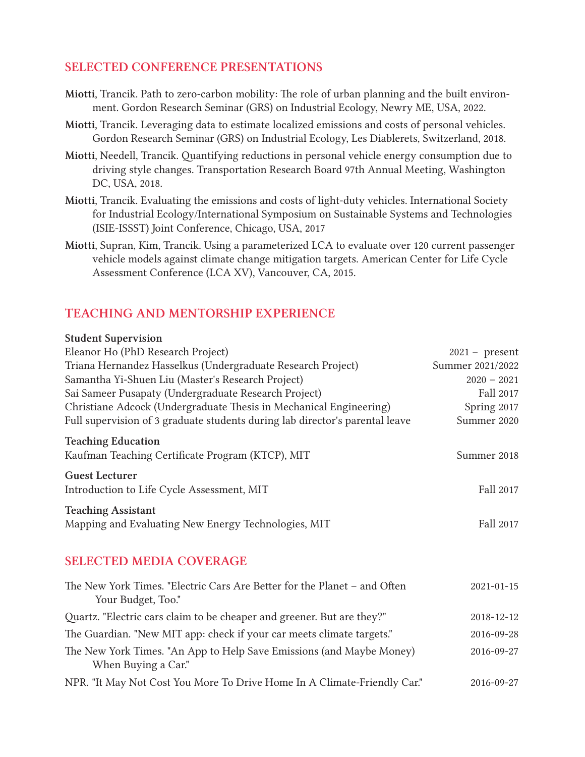## SELECTED CONFERENCE PRESENTATIONS

**Miotti**, Trancik. Path to zero-carbon mobility: The role of urban planning and the built environment. Gordon Research Seminar (GRS) on Industrial Ecology, Newry ME, USA, 2022.

**Miotti**, Trancik. Leveraging data to estimate localized emissions and costs of personal vehicles. Gordon Research Seminar (GRS) on Industrial Ecology, Les Diablerets, Switzerland, 2018.

**Miotti**, Needell, Trancik. Quantifying reductions in personal vehicle energy consumption due to driving style changes. Transportation Research Board 97th Annual Meeting, Washington DC, USA, 2018.

**Miotti**, Trancik. Evaluating the emissions and costs of light-duty vehicles. International Society for Industrial Ecology/International Symposium on Sustainable Systems and Technologies (ISIE-ISSST) Joint Conference, Chicago, USA, 2017

**Miotti**, Supran, Kim, Trancik. Using a parameterized LCA to evaluate over 120 current passenger vehicle models against climate change mitigation targets. American Center for Life Cycle Assessment Conference (LCA XV), Vancouver, CA, 2015.

## TEACHING AND MENTORSHIP EXPERIENCE

**Student Supervision**

| | |
|---|---|
| Eleanor Ho (PhD Research Project) | 2021 – present |
| Triana Hernandez Hasselkus (Undergraduate Research Project) | Summer 2021/2022 |
| Samantha Yi-Shuen Liu (Master's Research Project) | 2020 – 2021 |
| Sai Sameer Pusapaty (Undergraduate Research Project) | Fall 2017 |
| Christiane Adcock (Undergraduate Thesis in Mechanical Engineering) | Spring 2017 |
| Full supervision of 3 graduate students during lab director's parental leave | Summer 2020 |

**Teaching Education**

Kaufman Teaching Certificate Program (KTCP), MIT — Summer 2018

**Guest Lecturer**

Introduction to Life Cycle Assessment, MIT — Fall 2017

**Teaching Assistant**

Mapping and Evaluating New Energy Technologies, MIT — Fall 2017

## SELECTED MEDIA COVERAGE

| | |
|---|---|
| The New York Times. "Electric Cars Are Better for the Planet – and Often Your Budget, Too." | 2021-01-15 |
| Quartz. "Electric cars claim to be cheaper and greener. But are they?" | 2018-12-12 |
| The Guardian. "New MIT app: check if your car meets climate targets." | 2016-09-28 |
| The New York Times. "An App to Help Save Emissions (and Maybe Money) When Buying a Car." | 2016-09-27 |
| NPR. "It May Not Cost You More To Drive Home In A Climate-Friendly Car." | 2016-09-27 |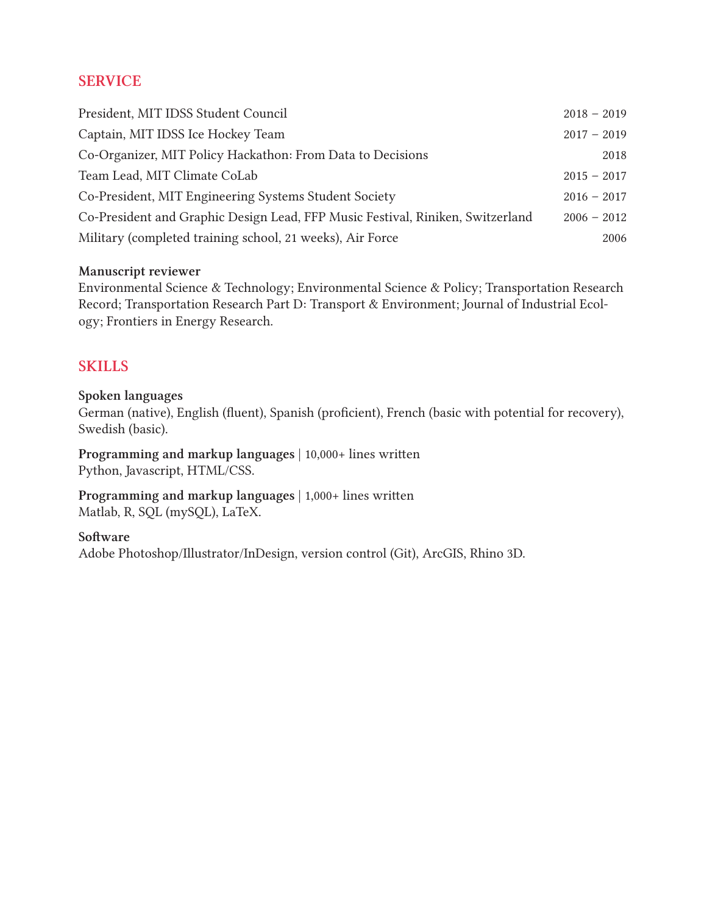## SERVICE

| | |
|---|---|
| President, MIT IDSS Student Council | 2018 – 2019 |
| Captain, MIT IDSS Ice Hockey Team | 2017 – 2019 |
| Co-Organizer, MIT Policy Hackathon: From Data to Decisions | 2018 |
| Team Lead, MIT Climate CoLab | 2015 – 2017 |
| Co-President, MIT Engineering Systems Student Society | 2016 – 2017 |
| Co-President and Graphic Design Lead, FFP Music Festival, Riniken, Switzerland | 2006 – 2012 |
| Military (completed training school, 21 weeks), Air Force | 2006 |

**Manuscript reviewer**
Environmental Science & Technology; Environmental Science & Policy; Transportation Research Record; Transportation Research Part D: Transport & Environment; Journal of Industrial Ecology; Frontiers in Energy Research.

## SKILLS

**Spoken languages**
German (native), English (fluent), Spanish (proficient), French (basic with potential for recovery), Swedish (basic).

**Programming and markup languages** | 10,000+ lines written
Python, Javascript, HTML/CSS.

**Programming and markup languages** | 1,000+ lines written
Matlab, R, SQL (mySQL), LaTeX.

**Software**
Adobe Photoshop/Illustrator/InDesign, version control (Git), ArcGIS, Rhino 3D.